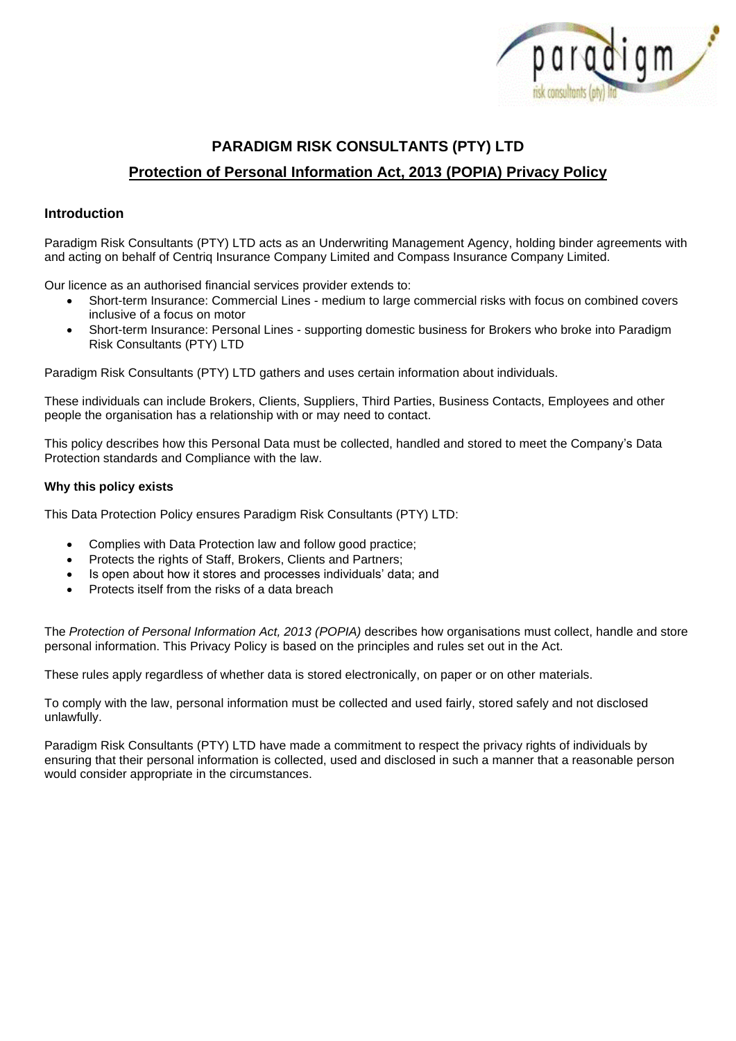# PARADIGM RISK CONSULTANTS (PTY) LTD

## Protection of Personal Information Act, 2013 (POPIA) Privacy Policy

### Introduction

Paradigm Risk Consultants (PTY) LTD acts as an Underwriting Management Agency, holding binder agreements with and acting on behalf of Centriq Insurance Company Limited and Compass Insurance Company Limited.

Our licence as an authorised financial services provider extends to:

- Short-term Insurance: Commercial Lines - medium to large commercial risks with focus on combined covers inclusive of a focus on motor
- Short-term Insurance: Personal Lines - supporting domestic business for Brokers who broke into Paradigm Risk Consultants (PTY) LTD

Paradigm Risk Consultants (PTY) LTD gathers and uses certain information about individuals.

These individuals can include Brokers, Clients, Suppliers, Third Parties, Business Contacts, Employees and other people the organisation has a relationship with or may need to contact.

This policy describes how this Personal Data must be collected, handled and stored to meet the Company's Data Protection standards and Compliance with the law.

**Why this policy exists**

This Data Protection Policy ensures Paradigm Risk Consultants (PTY) LTD:

- Complies with Data Protection law and follow good practice;
- Protects the rights of Staff, Brokers, Clients and Partners;
- Is open about how it stores and processes individuals' data; and
- Protects itself from the risks of a data breach

The *Protection of Personal Information Act, 2013 (POPIA)* describes how organisations must collect, handle and store personal information. This Privacy Policy is based on the principles and rules set out in the Act.

These rules apply regardless of whether data is stored electronically, on paper or on other materials.

To comply with the law, personal information must be collected and used fairly, stored safely and not disclosed unlawfully.

Paradigm Risk Consultants (PTY) LTD have made a commitment to respect the privacy rights of individuals by ensuring that their personal information is collected, used and disclosed in such a manner that a reasonable person would consider appropriate in the circumstances.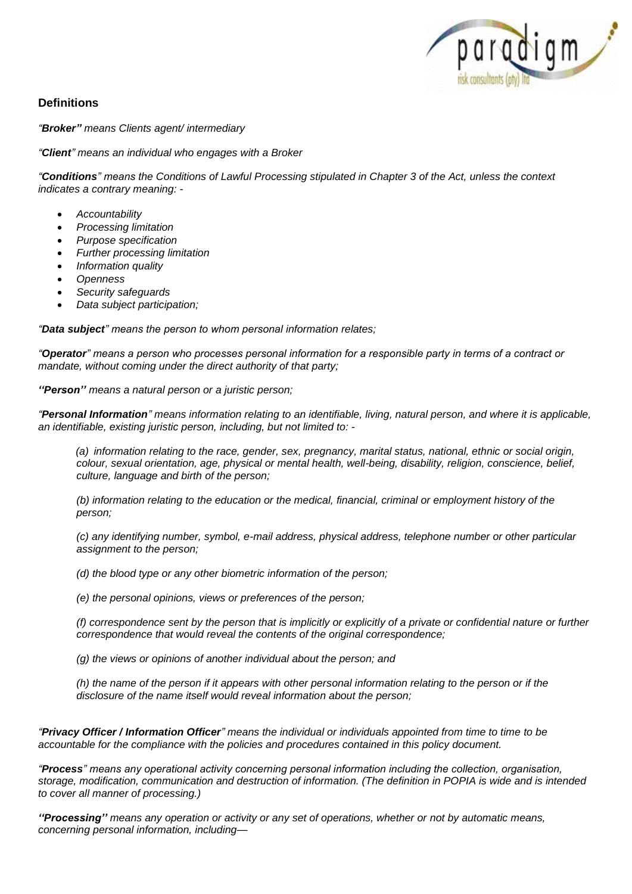## Definitions

*"**Broker"** means Clients agent/ intermediary*

*"**Client**" means an individual who engages with a Broker*

*"**Conditions**" means the Conditions of Lawful Processing stipulated in Chapter 3 of the Act, unless the context indicates a contrary meaning: -*

- *Accountability*
- *Processing limitation*
- *Purpose specification*
- *Further processing limitation*
- *Information quality*
- *Openness*
- *Security safeguards*
- *Data subject participation;*

*"**Data subject**" means the person to whom personal information relates;*

*"**Operator**" means a person who processes personal information for a responsible party in terms of a contract or mandate, without coming under the direct authority of that party;*

*"**Person"** means a natural person or a juristic person;*

*"**Personal Information**" means information relating to an identifiable, living, natural person, and where it is applicable, an identifiable, existing juristic person, including, but not limited to: -*

> *(a) information relating to the race, gender, sex, pregnancy, marital status, national, ethnic or social origin, colour, sexual orientation, age, physical or mental health, well-being, disability, religion, conscience, belief, culture, language and birth of the person;*
>
> *(b) information relating to the education or the medical, financial, criminal or employment history of the person;*
>
> *(c) any identifying number, symbol, e-mail address, physical address, telephone number or other particular assignment to the person;*
>
> *(d) the blood type or any other biometric information of the person;*
>
> *(e) the personal opinions, views or preferences of the person;*
>
> *(f) correspondence sent by the person that is implicitly or explicitly of a private or confidential nature or further correspondence that would reveal the contents of the original correspondence;*
>
> *(g) the views or opinions of another individual about the person; and*
>
> *(h) the name of the person if it appears with other personal information relating to the person or if the disclosure of the name itself would reveal information about the person;*

*"**Privacy Officer / Information Officer**" means the individual or individuals appointed from time to time to be accountable for the compliance with the policies and procedures contained in this policy document.*

*"**Process**" means any operational activity concerning personal information including the collection, organisation, storage, modification, communication and destruction of information. (The definition in POPIA is wide and is intended to cover all manner of processing.)*

*"**Processing"** means any operation or activity or any set of operations, whether or not by automatic means, concerning personal information, including—*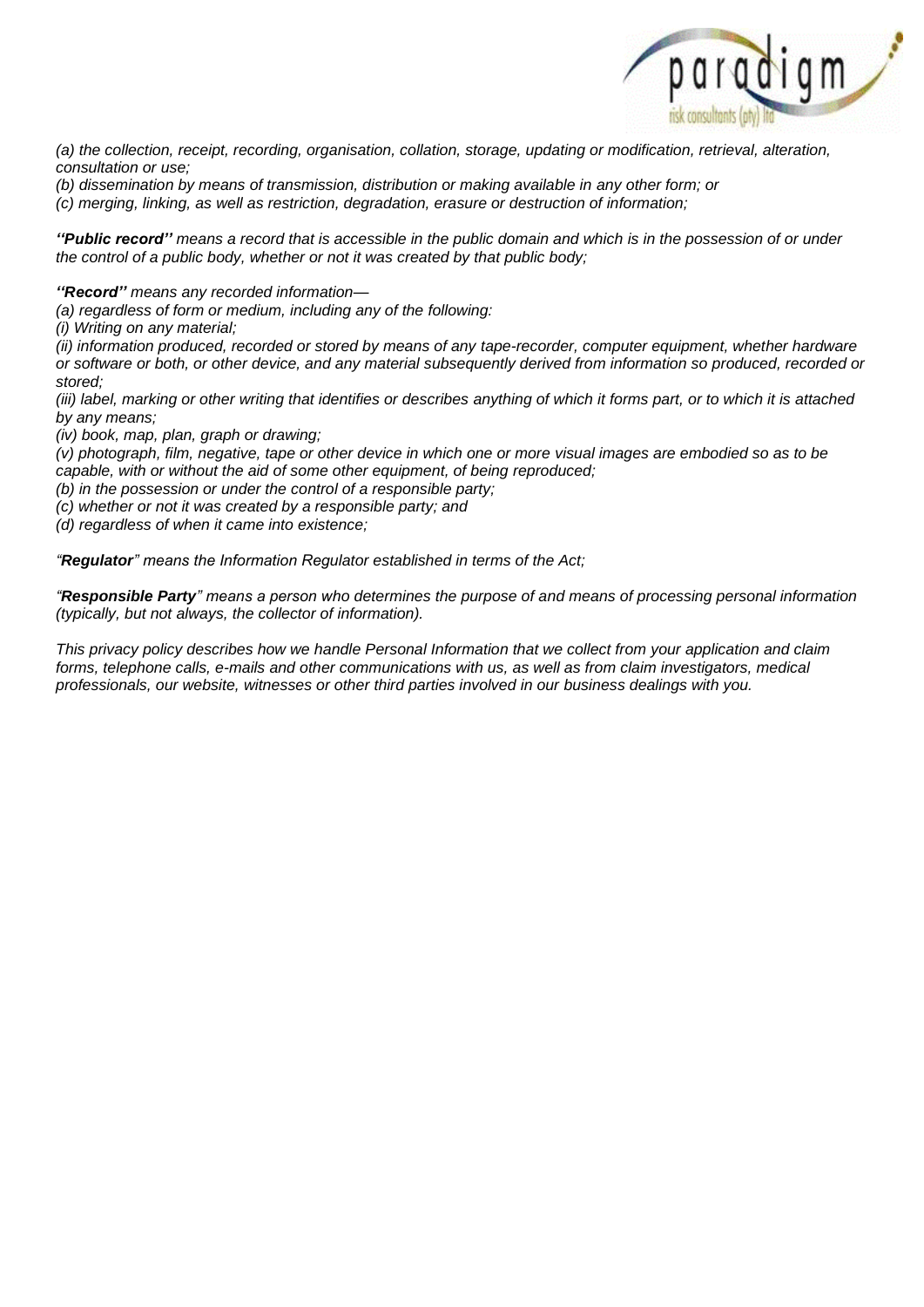*(a) the collection, receipt, recording, organisation, collation, storage, updating or modification, retrieval, alteration, consultation or use;*
*(b) dissemination by means of transmission, distribution or making available in any other form; or*
*(c) merging, linking, as well as restriction, degradation, erasure or destruction of information;*

***''Public record''*** *means a record that is accessible in the public domain and which is in the possession of or under the control of a public body, whether or not it was created by that public body;*

***''Record''*** *means any recorded information—*
*(a) regardless of form or medium, including any of the following:*
*(i) Writing on any material;*
*(ii) information produced, recorded or stored by means of any tape-recorder, computer equipment, whether hardware or software or both, or other device, and any material subsequently derived from information so produced, recorded or stored;*
*(iii) label, marking or other writing that identifies or describes anything of which it forms part, or to which it is attached by any means;*
*(iv) book, map, plan, graph or drawing;*
*(v) photograph, film, negative, tape or other device in which one or more visual images are embodied so as to be capable, with or without the aid of some other equipment, of being reproduced;*
*(b) in the possession or under the control of a responsible party;*
*(c) whether or not it was created by a responsible party; and*
*(d) regardless of when it came into existence;*

*"**Regulator**" means the Information Regulator established in terms of the Act;*

*"**Responsible Party**" means a person who determines the purpose of and means of processing personal information (typically, but not always, the collector of information).*

*This privacy policy describes how we handle Personal Information that we collect from your application and claim forms, telephone calls, e-mails and other communications with us, as well as from claim investigators, medical professionals, our website, witnesses or other third parties involved in our business dealings with you.*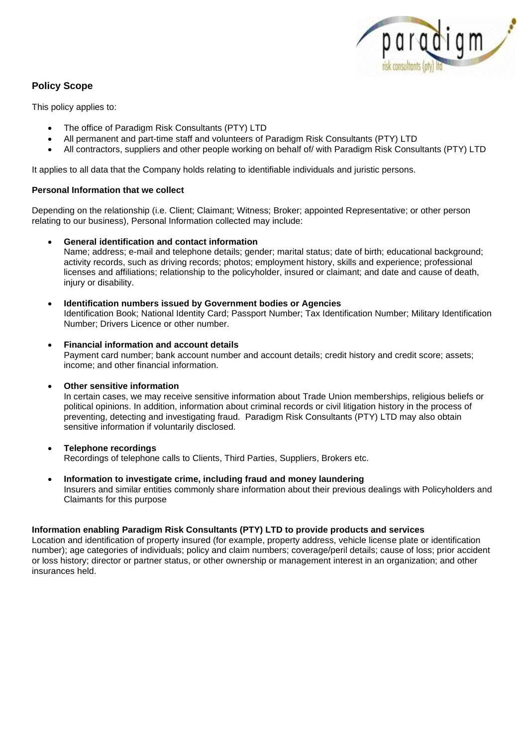## Policy Scope

This policy applies to:

- The office of Paradigm Risk Consultants (PTY) LTD
- All permanent and part-time staff and volunteers of Paradigm Risk Consultants (PTY) LTD
- All contractors, suppliers and other people working on behalf of/ with Paradigm Risk Consultants (PTY) LTD

It applies to all data that the Company holds relating to identifiable individuals and juristic persons.

**Personal Information that we collect**

Depending on the relationship (i.e. Client; Claimant; Witness; Broker; appointed Representative; or other person relating to our business), Personal Information collected may include:

- **General identification and contact information**
  Name; address; e-mail and telephone details; gender; marital status; date of birth; educational background; activity records, such as driving records; photos; employment history, skills and experience; professional licenses and affiliations; relationship to the policyholder, insured or claimant; and date and cause of death, injury or disability.

- **Identification numbers issued by Government bodies or Agencies**
  Identification Book; National Identity Card; Passport Number; Tax Identification Number; Military Identification Number; Drivers Licence or other number.

- **Financial information and account details**
  Payment card number; bank account number and account details; credit history and credit score; assets; income; and other financial information.

- **Other sensitive information**
  In certain cases, we may receive sensitive information about Trade Union memberships, religious beliefs or political opinions. In addition, information about criminal records or civil litigation history in the process of preventing, detecting and investigating fraud. Paradigm Risk Consultants (PTY) LTD may also obtain sensitive information if voluntarily disclosed.

- **Telephone recordings**
  Recordings of telephone calls to Clients, Third Parties, Suppliers, Brokers etc.

- **Information to investigate crime, including fraud and money laundering**
  Insurers and similar entities commonly share information about their previous dealings with Policyholders and Claimants for this purpose

**Information enabling Paradigm Risk Consultants (PTY) LTD to provide products and services**
Location and identification of property insured (for example, property address, vehicle license plate or identification number); age categories of individuals; policy and claim numbers; coverage/peril details; cause of loss; prior accident or loss history; director or partner status, or other ownership or management interest in an organization; and other insurances held.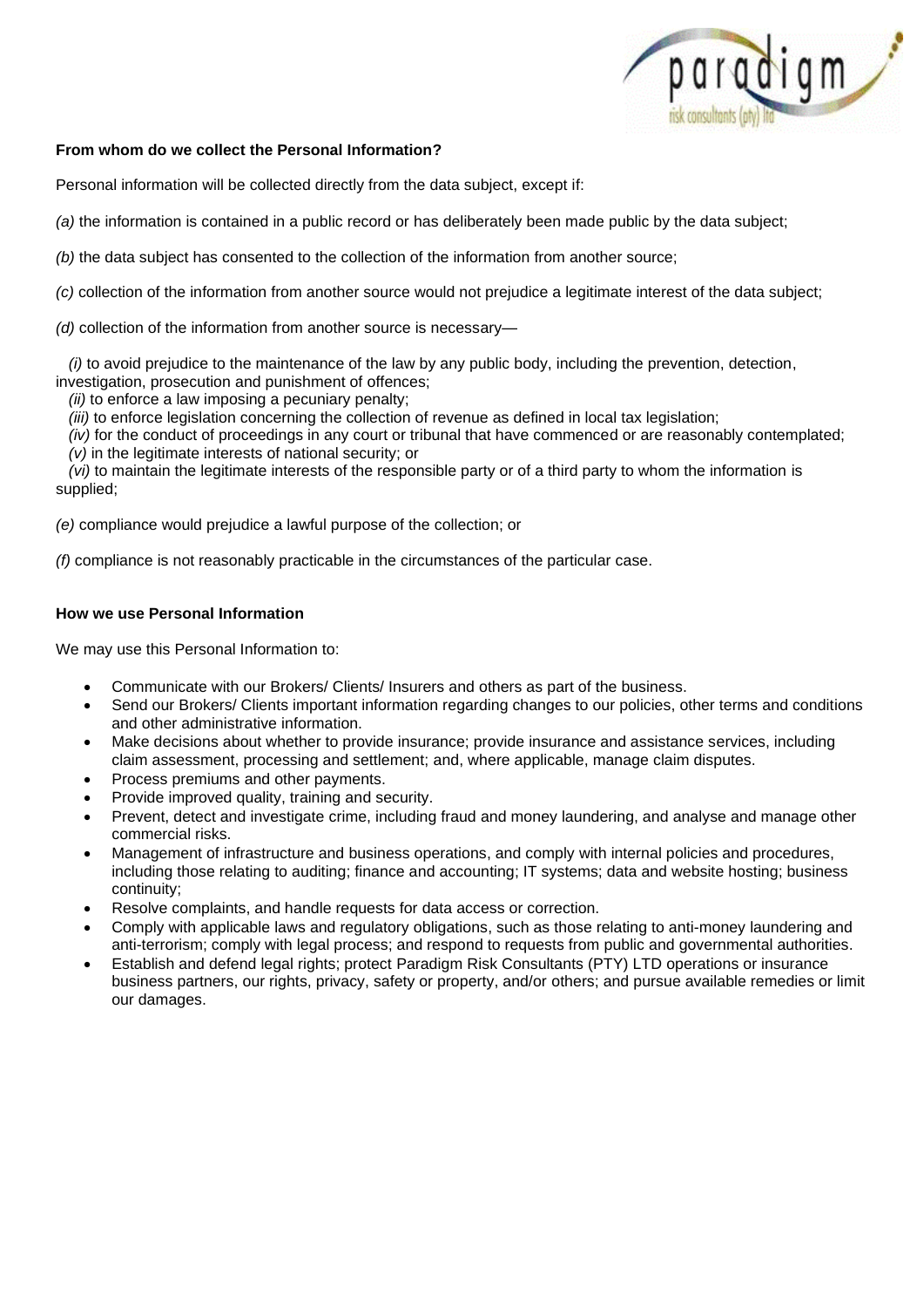**From whom do we collect the Personal Information?**

Personal information will be collected directly from the data subject, except if:

*(a)* the information is contained in a public record or has deliberately been made public by the data subject;

*(b)* the data subject has consented to the collection of the information from another source;

*(c)* collection of the information from another source would not prejudice a legitimate interest of the data subject;

*(d)* collection of the information from another source is necessary—

*(i)* to avoid prejudice to the maintenance of the law by any public body, including the prevention, detection, investigation, prosecution and punishment of offences;
*(ii)* to enforce a law imposing a pecuniary penalty;
*(iii)* to enforce legislation concerning the collection of revenue as defined in local tax legislation;
*(iv)* for the conduct of proceedings in any court or tribunal that have commenced or are reasonably contemplated;
*(v)* in the legitimate interests of national security; or
*(vi)* to maintain the legitimate interests of the responsible party or of a third party to whom the information is supplied;

*(e)* compliance would prejudice a lawful purpose of the collection; or

*(f)* compliance is not reasonably practicable in the circumstances of the particular case.

**How we use Personal Information**

We may use this Personal Information to:

- Communicate with our Brokers/ Clients/ Insurers and others as part of the business.
- Send our Brokers/ Clients important information regarding changes to our policies, other terms and conditions and other administrative information.
- Make decisions about whether to provide insurance; provide insurance and assistance services, including claim assessment, processing and settlement; and, where applicable, manage claim disputes.
- Process premiums and other payments.
- Provide improved quality, training and security.
- Prevent, detect and investigate crime, including fraud and money laundering, and analyse and manage other commercial risks.
- Management of infrastructure and business operations, and comply with internal policies and procedures, including those relating to auditing; finance and accounting; IT systems; data and website hosting; business continuity;
- Resolve complaints, and handle requests for data access or correction.
- Comply with applicable laws and regulatory obligations, such as those relating to anti-money laundering and anti-terrorism; comply with legal process; and respond to requests from public and governmental authorities.
- Establish and defend legal rights; protect Paradigm Risk Consultants (PTY) LTD operations or insurance business partners, our rights, privacy, safety or property, and/or others; and pursue available remedies or limit our damages.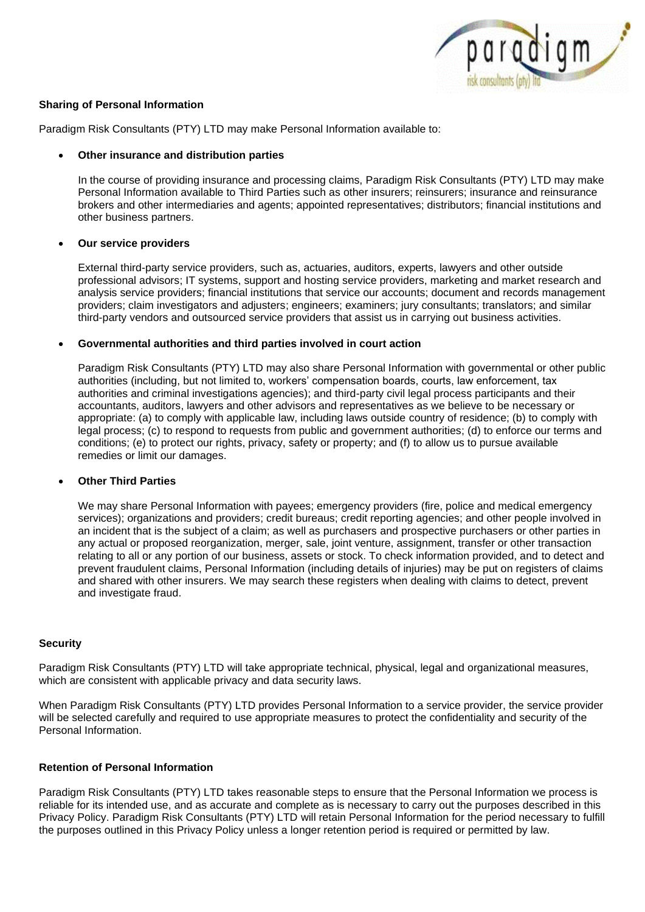**Sharing of Personal Information**

Paradigm Risk Consultants (PTY) LTD may make Personal Information available to:

- **Other insurance and distribution parties**

  In the course of providing insurance and processing claims, Paradigm Risk Consultants (PTY) LTD may make Personal Information available to Third Parties such as other insurers; reinsurers; insurance and reinsurance brokers and other intermediaries and agents; appointed representatives; distributors; financial institutions and other business partners.

- **Our service providers**

  External third-party service providers, such as, actuaries, auditors, experts, lawyers and other outside professional advisors; IT systems, support and hosting service providers, marketing and market research and analysis service providers; financial institutions that service our accounts; document and records management providers; claim investigators and adjusters; engineers; examiners; jury consultants; translators; and similar third-party vendors and outsourced service providers that assist us in carrying out business activities.

- **Governmental authorities and third parties involved in court action**

  Paradigm Risk Consultants (PTY) LTD may also share Personal Information with governmental or other public authorities (including, but not limited to, workers' compensation boards, courts, law enforcement, tax authorities and criminal investigations agencies); and third-party civil legal process participants and their accountants, auditors, lawyers and other advisors and representatives as we believe to be necessary or appropriate: (a) to comply with applicable law, including laws outside country of residence; (b) to comply with legal process; (c) to respond to requests from public and government authorities; (d) to enforce our terms and conditions; (e) to protect our rights, privacy, safety or property; and (f) to allow us to pursue available remedies or limit our damages.

- **Other Third Parties**

  We may share Personal Information with payees; emergency providers (fire, police and medical emergency services); organizations and providers; credit bureaus; credit reporting agencies; and other people involved in an incident that is the subject of a claim; as well as purchasers and prospective purchasers or other parties in any actual or proposed reorganization, merger, sale, joint venture, assignment, transfer or other transaction relating to all or any portion of our business, assets or stock. To check information provided, and to detect and prevent fraudulent claims, Personal Information (including details of injuries) may be put on registers of claims and shared with other insurers. We may search these registers when dealing with claims to detect, prevent and investigate fraud.

**Security**

Paradigm Risk Consultants (PTY) LTD will take appropriate technical, physical, legal and organizational measures, which are consistent with applicable privacy and data security laws.

When Paradigm Risk Consultants (PTY) LTD provides Personal Information to a service provider, the service provider will be selected carefully and required to use appropriate measures to protect the confidentiality and security of the Personal Information.

**Retention of Personal Information**

Paradigm Risk Consultants (PTY) LTD takes reasonable steps to ensure that the Personal Information we process is reliable for its intended use, and as accurate and complete as is necessary to carry out the purposes described in this Privacy Policy. Paradigm Risk Consultants (PTY) LTD will retain Personal Information for the period necessary to fulfill the purposes outlined in this Privacy Policy unless a longer retention period is required or permitted by law.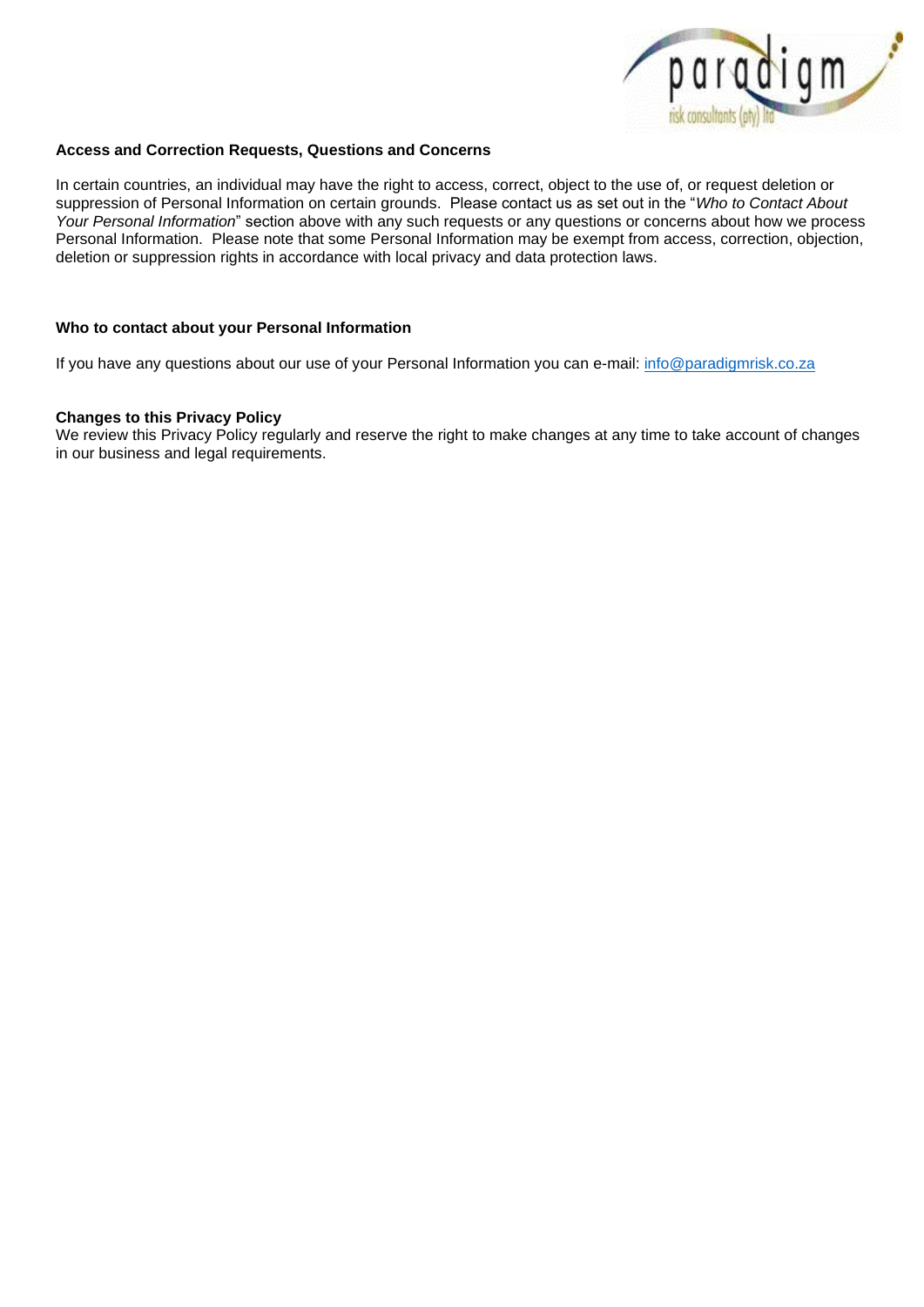**Access and Correction Requests, Questions and Concerns**

In certain countries, an individual may have the right to access, correct, object to the use of, or request deletion or suppression of Personal Information on certain grounds. Please contact us as set out in the "*Who to Contact About Your Personal Information*" section above with any such requests or any questions or concerns about how we process Personal Information. Please note that some Personal Information may be exempt from access, correction, objection, deletion or suppression rights in accordance with local privacy and data protection laws.

**Who to contact about your Personal Information**

If you have any questions about our use of your Personal Information you can e-mail: info@paradigmrisk.co.za

**Changes to this Privacy Policy**

We review this Privacy Policy regularly and reserve the right to make changes at any time to take account of changes in our business and legal requirements.